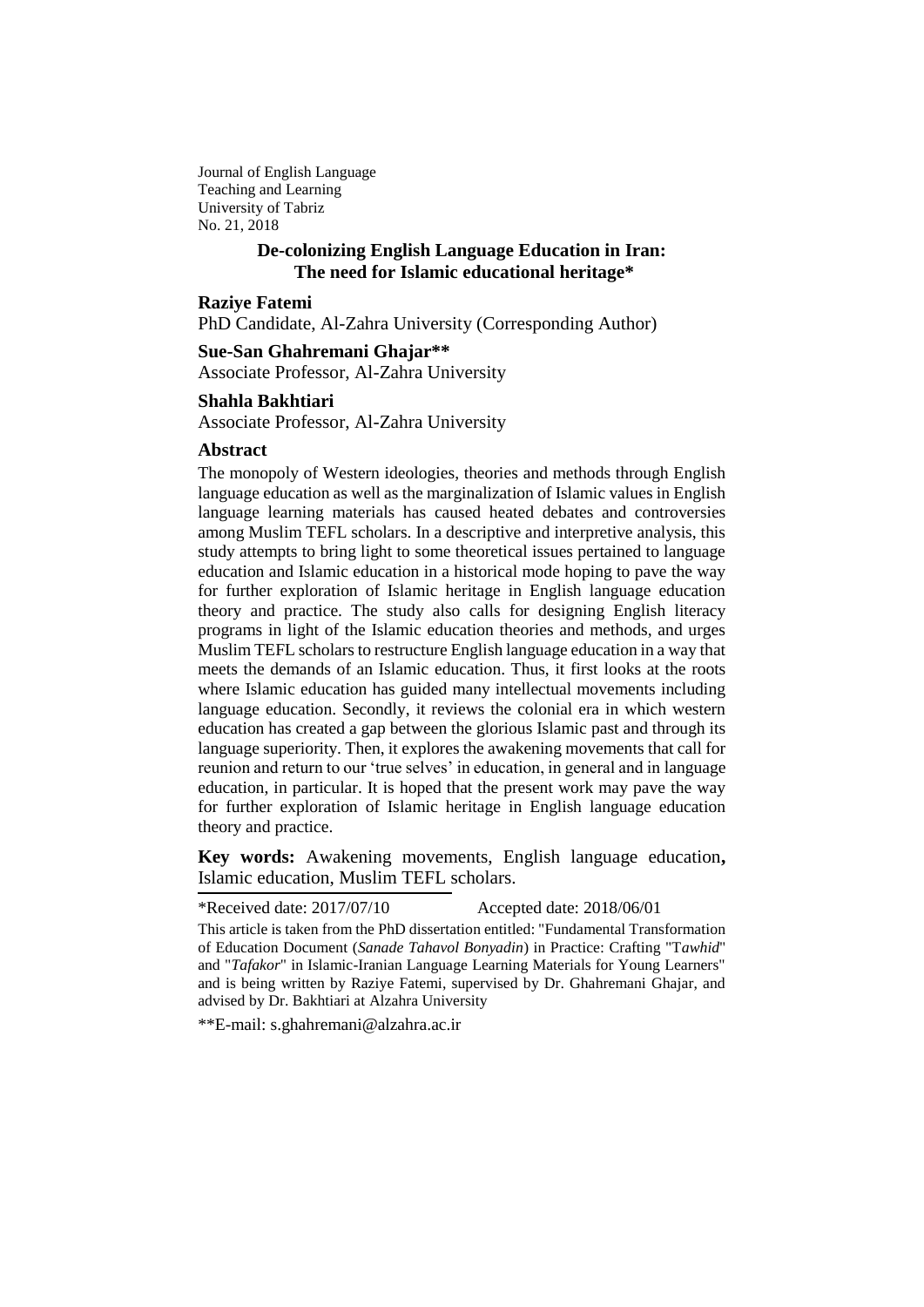Journal of English Language
Teaching and Learning
University of Tabriz
No. 21, 2018

# De-colonizing English Language Education in Iran: The need for Islamic educational heritage*

**Raziye Fatemi**
PhD Candidate, Al-Zahra University (Corresponding Author)

**Sue-San Ghahremani Ghajar****
Associate Professor, Al-Zahra University

**Shahla Bakhtiari**
Associate Professor, Al-Zahra University

## Abstract

The monopoly of Western ideologies, theories and methods through English language education as well as the marginalization of Islamic values in English language learning materials has caused heated debates and controversies among Muslim TEFL scholars. In a descriptive and interpretive analysis, this study attempts to bring light to some theoretical issues pertained to language education and Islamic education in a historical mode hoping to pave the way for further exploration of Islamic heritage in English language education theory and practice. The study also calls for designing English literacy programs in light of the Islamic education theories and methods, and urges Muslim TEFL scholars to restructure English language education in a way that meets the demands of an Islamic education. Thus, it first looks at the roots where Islamic education has guided many intellectual movements including language education. Secondly, it reviews the colonial era in which western education has created a gap between the glorious Islamic past and through its language superiority. Then, it explores the awakening movements that call for reunion and return to our 'true selves' in education, in general and in language education, in particular. It is hoped that the present work may pave the way for further exploration of Islamic heritage in English language education theory and practice.

**Key words:** Awakening movements, English language education**,** Islamic education, Muslim TEFL scholars.

---

*Received date: 2017/07/10 Accepted date: 2018/06/01

This article is taken from the PhD dissertation entitled: "Fundamental Transformation of Education Document (*Sanade Tahavol Bonyadin*) in Practice: Crafting "T*awhid*" and "*Tafakor*" in Islamic-Iranian Language Learning Materials for Young Learners" and is being written by Raziye Fatemi, supervised by Dr. Ghahremani Ghajar, and advised by Dr. Bakhtiari at Alzahra University

**E-mail: s.ghahremani@alzahra.ac.ir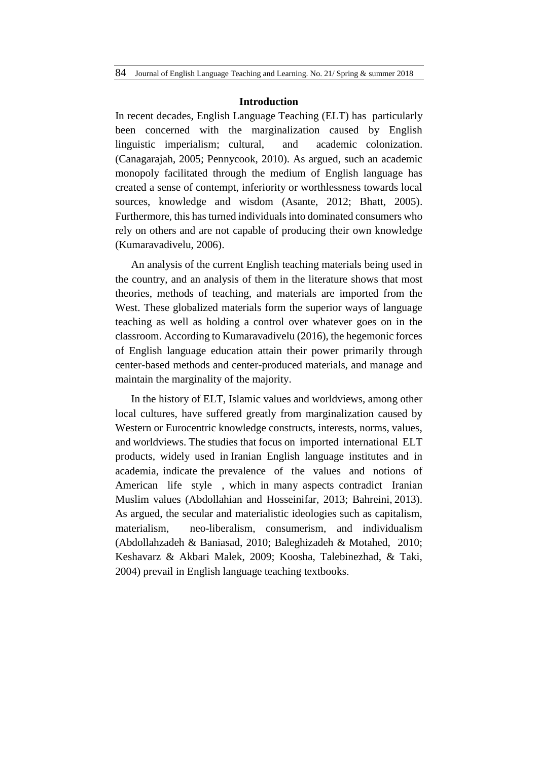## Introduction

In recent decades, English Language Teaching (ELT) has particularly been concerned with the marginalization caused by English linguistic imperialism; cultural, and academic colonization. (Canagarajah, 2005; Pennycook, 2010). As argued, such an academic monopoly facilitated through the medium of English language has created a sense of contempt, inferiority or worthlessness towards local sources, knowledge and wisdom (Asante, 2012; Bhatt, 2005). Furthermore, this has turned individuals into dominated consumers who rely on others and are not capable of producing their own knowledge (Kumaravadivelu, 2006).

An analysis of the current English teaching materials being used in the country, and an analysis of them in the literature shows that most theories, methods of teaching, and materials are imported from the West. These globalized materials form the superior ways of language teaching as well as holding a control over whatever goes on in the classroom. According to Kumaravadivelu (2016), the hegemonic forces of English language education attain their power primarily through center-based methods and center-produced materials, and manage and maintain the marginality of the majority.

In the history of ELT, Islamic values and worldviews, among other local cultures, have suffered greatly from marginalization caused by Western or Eurocentric knowledge constructs, interests, norms, values, and worldviews. The studies that focus on imported international ELT products, widely used in Iranian English language institutes and in academia, indicate the prevalence of the values and notions of American life style , which in many aspects contradict Iranian Muslim values (Abdollahian and Hosseinifar, 2013; Bahreini, 2013). As argued, the secular and materialistic ideologies such as capitalism, materialism, neo-liberalism, consumerism, and individualism (Abdollahzadeh & Baniasad, 2010; Baleghizadeh & Motahed, 2010; Keshavarz & Akbari Malek, 2009; Koosha, Talebinezhad, & Taki, 2004) prevail in English language teaching textbooks.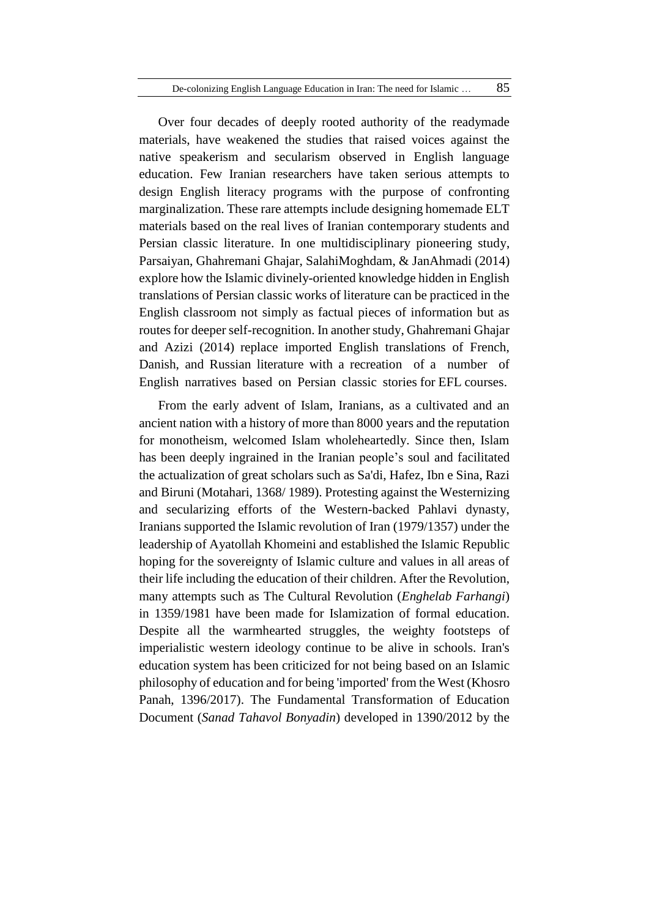Over four decades of deeply rooted authority of the readymade materials, have weakened the studies that raised voices against the native speakerism and secularism observed in English language education. Few Iranian researchers have taken serious attempts to design English literacy programs with the purpose of confronting marginalization. These rare attempts include designing homemade ELT materials based on the real lives of Iranian contemporary students and Persian classic literature. In one multidisciplinary pioneering study, Parsaiyan, Ghahremani Ghajar, SalahiMoghdam, & JanAhmadi (2014) explore how the Islamic divinely-oriented knowledge hidden in English translations of Persian classic works of literature can be practiced in the English classroom not simply as factual pieces of information but as routes for deeper self-recognition. In another study, Ghahremani Ghajar and Azizi (2014) replace imported English translations of French, Danish, and Russian literature with a recreation of a number of English narratives based on Persian classic stories for EFL courses.

From the early advent of Islam, Iranians, as a cultivated and an ancient nation with a history of more than 8000 years and the reputation for monotheism, welcomed Islam wholeheartedly. Since then, Islam has been deeply ingrained in the Iranian people's soul and facilitated the actualization of great scholars such as Sa'di, Hafez, Ibn e Sina, Razi and Biruni (Motahari, 1368/ 1989). Protesting against the Westernizing and secularizing efforts of the Western-backed Pahlavi dynasty, Iranians supported the Islamic revolution of Iran (1979/1357) under the leadership of Ayatollah Khomeini and established the Islamic Republic hoping for the sovereignty of Islamic culture and values in all areas of their life including the education of their children. After the Revolution, many attempts such as The Cultural Revolution (*Enghelab Farhangi*) in 1359/1981 have been made for Islamization of formal education. Despite all the warmhearted struggles, the weighty footsteps of imperialistic western ideology continue to be alive in schools. Iran's education system has been criticized for not being based on an Islamic philosophy of education and for being 'imported' from the West (Khosro Panah, 1396/2017). The Fundamental Transformation of Education Document (*Sanad Tahavol Bonyadin*) developed in 1390/2012 by the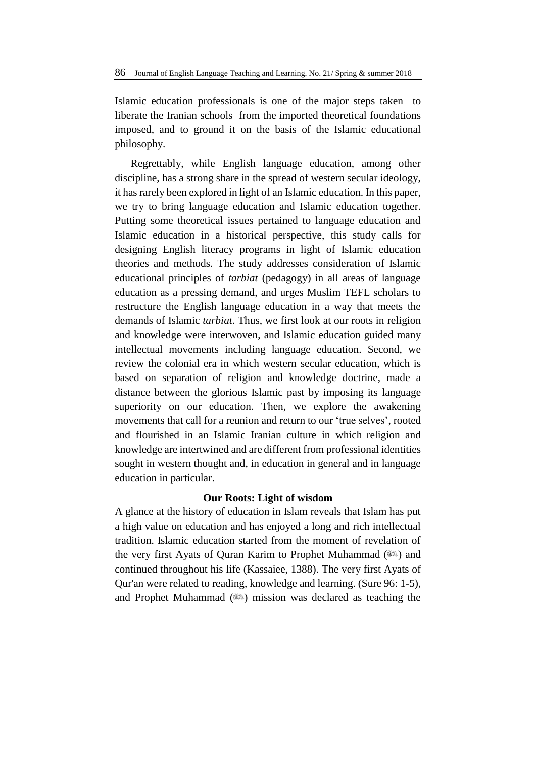Islamic education professionals is one of the major steps taken to liberate the Iranian schools from the imported theoretical foundations imposed, and to ground it on the basis of the Islamic educational philosophy.

Regrettably, while English language education, among other discipline, has a strong share in the spread of western secular ideology, it has rarely been explored in light of an Islamic education. In this paper, we try to bring language education and Islamic education together. Putting some theoretical issues pertained to language education and Islamic education in a historical perspective, this study calls for designing English literacy programs in light of Islamic education theories and methods. The study addresses consideration of Islamic educational principles of *tarbiat* (pedagogy) in all areas of language education as a pressing demand, and urges Muslim TEFL scholars to restructure the English language education in a way that meets the demands of Islamic *tarbiat*. Thus, we first look at our roots in religion and knowledge were interwoven, and Islamic education guided many intellectual movements including language education. Second, we review the colonial era in which western secular education, which is based on separation of religion and knowledge doctrine, made a distance between the glorious Islamic past by imposing its language superiority on our education. Then, we explore the awakening movements that call for a reunion and return to our 'true selves', rooted and flourished in an Islamic Iranian culture in which religion and knowledge are intertwined and are different from professional identities sought in western thought and, in education in general and in language education in particular.

## Our Roots: Light of wisdom

A glance at the history of education in Islam reveals that Islam has put a high value on education and has enjoyed a long and rich intellectual tradition. Islamic education started from the moment of revelation of the very first Ayats of Quran Karim to Prophet Muhammad (ﷺ) and continued throughout his life (Kassaiee, 1388). The very first Ayats of Qur'an were related to reading, knowledge and learning. (Sure 96: 1-5), and Prophet Muhammad (ﷺ) mission was declared as teaching the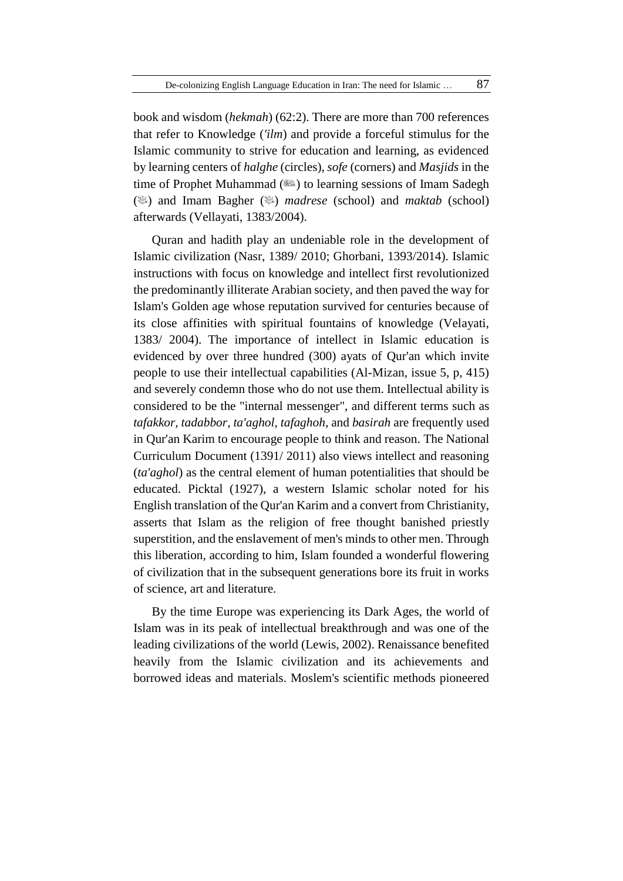book and wisdom (*hekmah*) (62:2). There are more than 700 references that refer to Knowledge (*'ilm*) and provide a forceful stimulus for the Islamic community to strive for education and learning, as evidenced by learning centers of *halghe* (circles), *sofe* (corners) and *Masjids* in the time of Prophet Muhammad (ﷺ) to learning sessions of Imam Sadegh (ع) and Imam Bagher (ع) *madrese* (school) and *maktab* (school) afterwards (Vellayati, 1383/2004).

Quran and hadith play an undeniable role in the development of Islamic civilization (Nasr, 1389/ 2010; Ghorbani, 1393/2014). Islamic instructions with focus on knowledge and intellect first revolutionized the predominantly illiterate Arabian society, and then paved the way for Islam's Golden age whose reputation survived for centuries because of its close affinities with spiritual fountains of knowledge (Velayati, 1383/ 2004). The importance of intellect in Islamic education is evidenced by over three hundred (300) ayats of Qur'an which invite people to use their intellectual capabilities (Al-Mizan, issue 5, p, 415) and severely condemn those who do not use them. Intellectual ability is considered to be the "internal messenger", and different terms such as *tafakkor, tadabbor, ta'aghol, tafaghoh*, and *basirah* are frequently used in Qur'an Karim to encourage people to think and reason. The National Curriculum Document (1391/ 2011) also views intellect and reasoning (*ta'aghol*) as the central element of human potentialities that should be educated. Picktal (1927), a western Islamic scholar noted for his English translation of the Qur'an Karim and a convert from Christianity, asserts that Islam as the religion of free thought banished priestly superstition, and the enslavement of men's minds to other men. Through this liberation, according to him, Islam founded a wonderful flowering of civilization that in the subsequent generations bore its fruit in works of science, art and literature.

By the time Europe was experiencing its Dark Ages, the world of Islam was in its peak of intellectual breakthrough and was one of the leading civilizations of the world (Lewis, 2002). Renaissance benefited heavily from the Islamic civilization and its achievements and borrowed ideas and materials. Moslem's scientific methods pioneered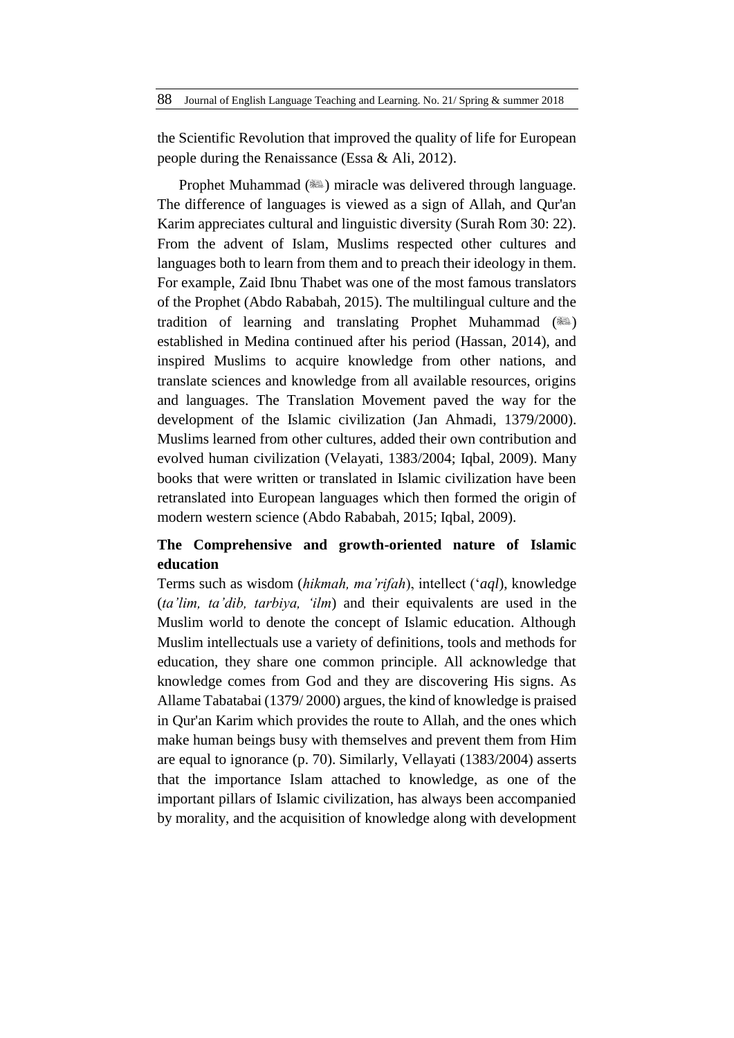the Scientific Revolution that improved the quality of life for European people during the Renaissance (Essa & Ali, 2012).

Prophet Muhammad (ﷺ) miracle was delivered through language. The difference of languages is viewed as a sign of Allah, and Qur'an Karim appreciates cultural and linguistic diversity (Surah Rom 30: 22). From the advent of Islam, Muslims respected other cultures and languages both to learn from them and to preach their ideology in them. For example, Zaid Ibnu Thabet was one of the most famous translators of the Prophet (Abdo Rababah, 2015). The multilingual culture and the tradition of learning and translating Prophet Muhammad (ﷺ) established in Medina continued after his period (Hassan, 2014), and inspired Muslims to acquire knowledge from other nations, and translate sciences and knowledge from all available resources, origins and languages. The Translation Movement paved the way for the development of the Islamic civilization (Jan Ahmadi, 1379/2000). Muslims learned from other cultures, added their own contribution and evolved human civilization (Velayati, 1383/2004; Iqbal, 2009). Many books that were written or translated in Islamic civilization have been retranslated into European languages which then formed the origin of modern western science (Abdo Rababah, 2015; Iqbal, 2009).

**The Comprehensive and growth-oriented nature of Islamic education**

Terms such as wisdom (*hikmah, ma'rifah*), intellect (*'aql*), knowledge (*ta'lim, ta'dib, tarbiya, 'ilm*) and their equivalents are used in the Muslim world to denote the concept of Islamic education. Although Muslim intellectuals use a variety of definitions, tools and methods for education, they share one common principle. All acknowledge that knowledge comes from God and they are discovering His signs. As Allame Tabatabai (1379/ 2000) argues, the kind of knowledge is praised in Qur'an Karim which provides the route to Allah, and the ones which make human beings busy with themselves and prevent them from Him are equal to ignorance (p. 70). Similarly, Vellayati (1383/2004) asserts that the importance Islam attached to knowledge, as one of the important pillars of Islamic civilization, has always been accompanied by morality, and the acquisition of knowledge along with development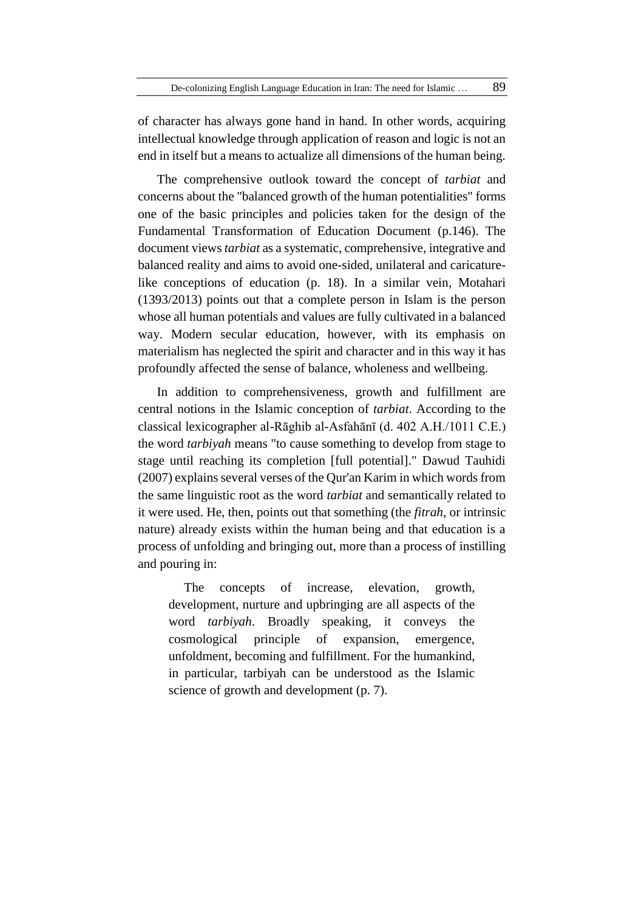of character has always gone hand in hand. In other words, acquiring intellectual knowledge through application of reason and logic is not an end in itself but a means to actualize all dimensions of the human being.

The comprehensive outlook toward the concept of *tarbiat* and concerns about the "balanced growth of the human potentialities" forms one of the basic principles and policies taken for the design of the Fundamental Transformation of Education Document (p.146). The document views *tarbiat* as a systematic, comprehensive, integrative and balanced reality and aims to avoid one-sided, unilateral and caricature-like conceptions of education (p. 18). In a similar vein, Motahari (1393/2013) points out that a complete person in Islam is the person whose all human potentials and values are fully cultivated in a balanced way. Modern secular education, however, with its emphasis on materialism has neglected the spirit and character and in this way it has profoundly affected the sense of balance, wholeness and wellbeing.

In addition to comprehensiveness, growth and fulfillment are central notions in the Islamic conception of *tarbiat*. According to the classical lexicographer al-Rāghib al-Asfahānī (d. 402 A.H./1011 C.E.) the word *tarbiyah* means "to cause something to develop from stage to stage until reaching its completion [full potential]." Dawud Tauhidi (2007) explains several verses of the Qur'an Karim in which words from the same linguistic root as the word *tarbiat* and semantically related to it were used. He, then, points out that something (the *fitrah*, or intrinsic nature) already exists within the human being and that education is a process of unfolding and bringing out, more than a process of instilling and pouring in:

> The concepts of increase, elevation, growth, development, nurture and upbringing are all aspects of the word *tarbiyah*. Broadly speaking, it conveys the cosmological principle of expansion, emergence, unfoldment, becoming and fulfillment. For the humankind, in particular, tarbiyah can be understood as the Islamic science of growth and development (p. 7).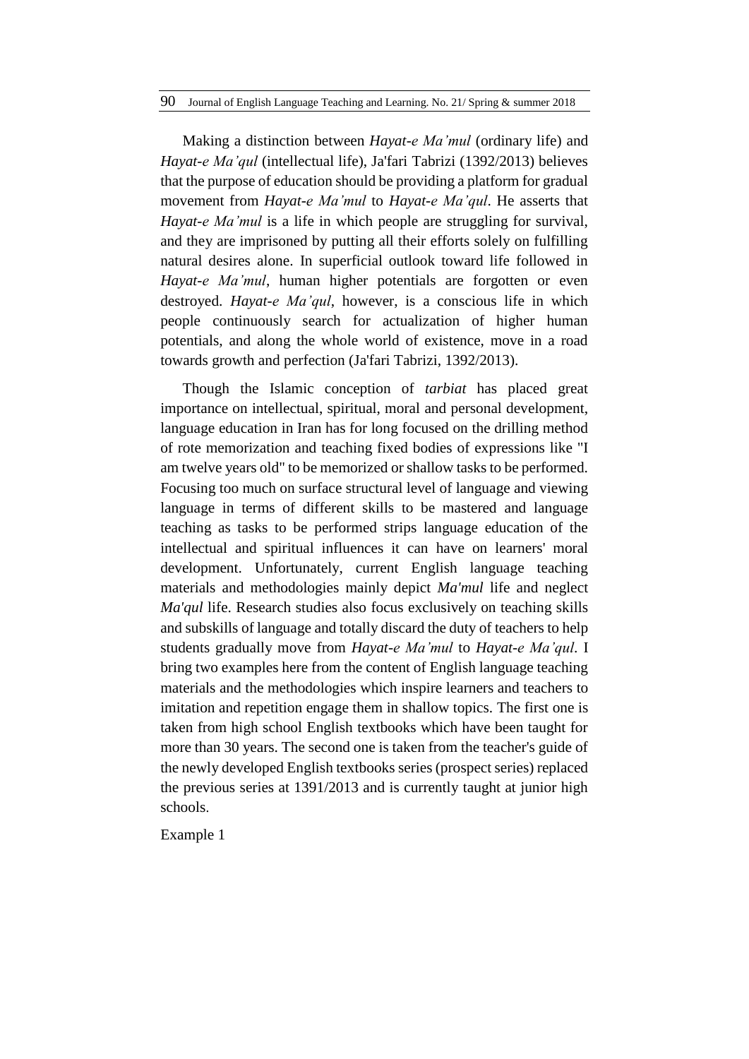Making a distinction between *Hayat-e Ma'mul* (ordinary life) and *Hayat-e Ma'qul* (intellectual life), Ja'fari Tabrizi (1392/2013) believes that the purpose of education should be providing a platform for gradual movement from *Hayat-e Ma'mul* to *Hayat-e Ma'qul*. He asserts that *Hayat-e Ma'mul* is a life in which people are struggling for survival, and they are imprisoned by putting all their efforts solely on fulfilling natural desires alone. In superficial outlook toward life followed in *Hayat-e Ma'mul*, human higher potentials are forgotten or even destroyed. *Hayat-e Ma'qul*, however, is a conscious life in which people continuously search for actualization of higher human potentials, and along the whole world of existence, move in a road towards growth and perfection (Ja'fari Tabrizi, 1392/2013).

Though the Islamic conception of *tarbiat* has placed great importance on intellectual, spiritual, moral and personal development, language education in Iran has for long focused on the drilling method of rote memorization and teaching fixed bodies of expressions like "I am twelve years old" to be memorized or shallow tasks to be performed. Focusing too much on surface structural level of language and viewing language in terms of different skills to be mastered and language teaching as tasks to be performed strips language education of the intellectual and spiritual influences it can have on learners' moral development. Unfortunately, current English language teaching materials and methodologies mainly depict *Ma'mul* life and neglect *Ma'qul* life. Research studies also focus exclusively on teaching skills and subskills of language and totally discard the duty of teachers to help students gradually move from *Hayat-e Ma'mul* to *Hayat-e Ma'qul*. I bring two examples here from the content of English language teaching materials and the methodologies which inspire learners and teachers to imitation and repetition engage them in shallow topics. The first one is taken from high school English textbooks which have been taught for more than 30 years. The second one is taken from the teacher's guide of the newly developed English textbooks series (prospect series) replaced the previous series at 1391/2013 and is currently taught at junior high schools.

Example 1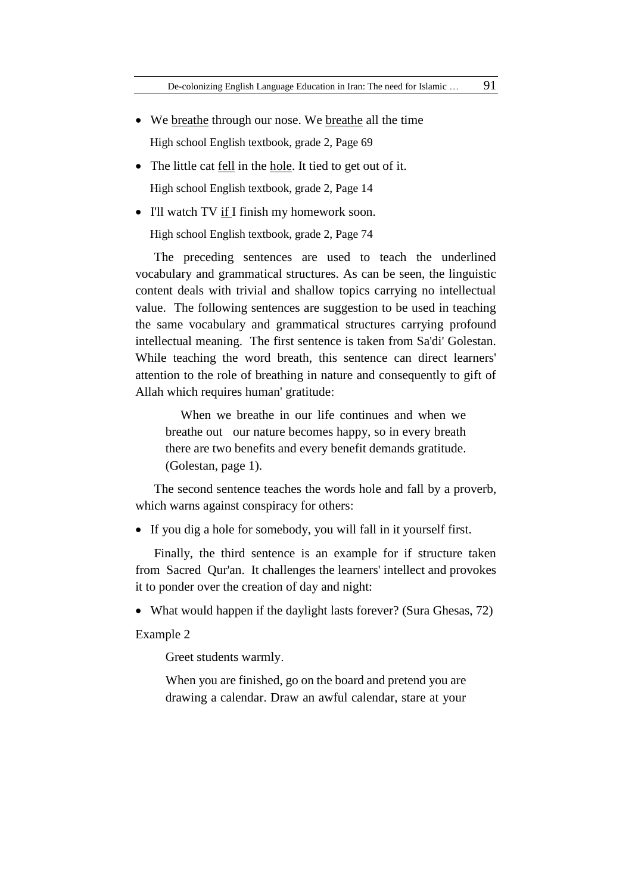- We <u>breathe</u> through our nose. We <u>breathe</u> all the time

  High school English textbook, grade 2, Page 69

- The little cat <u>fell</u> in the <u>hole</u>. It tied to get out of it.

  High school English textbook, grade 2, Page 14

- I'll watch TV <u>if</u> I finish my homework soon.

  High school English textbook, grade 2, Page 74

The preceding sentences are used to teach the underlined vocabulary and grammatical structures. As can be seen, the linguistic content deals with trivial and shallow topics carrying no intellectual value. The following sentences are suggestion to be used in teaching the same vocabulary and grammatical structures carrying profound intellectual meaning. The first sentence is taken from Sa'di' Golestan. While teaching the word breath, this sentence can direct learners' attention to the role of breathing in nature and consequently to gift of Allah which requires human' gratitude:

> When we breathe in our life continues and when we breathe out our nature becomes happy, so in every breath there are two benefits and every benefit demands gratitude. (Golestan, page 1).

The second sentence teaches the words hole and fall by a proverb, which warns against conspiracy for others:

- If you dig a hole for somebody, you will fall in it yourself first.

Finally, the third sentence is an example for if structure taken from Sacred Qur'an. It challenges the learners' intellect and provokes it to ponder over the creation of day and night:

- What would happen if the daylight lasts forever? (Sura Ghesas, 72)

Example 2

> Greet students warmly.
>
> When you are finished, go on the board and pretend you are drawing a calendar. Draw an awful calendar, stare at your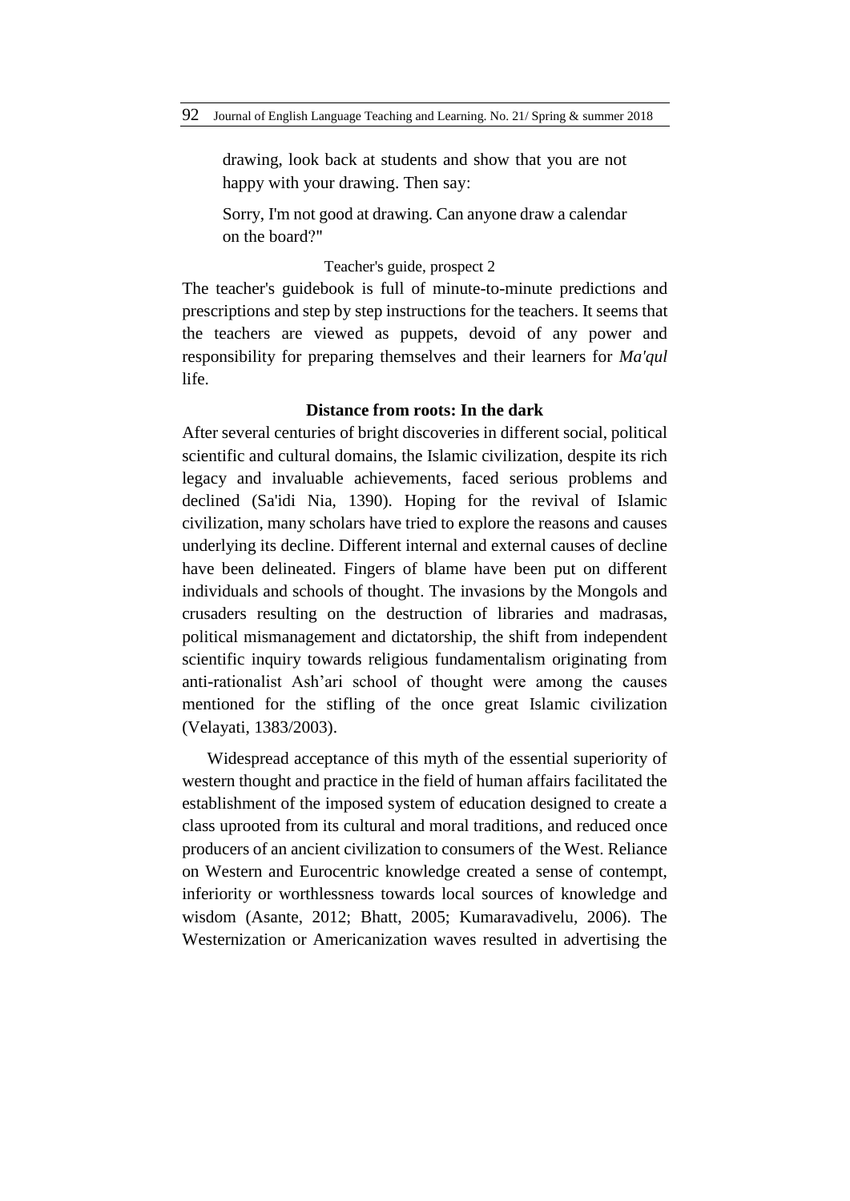drawing, look back at students and show that you are not happy with your drawing. Then say:

Sorry, I'm not good at drawing. Can anyone draw a calendar on the board?"

Teacher's guide, prospect 2

The teacher's guidebook is full of minute-to-minute predictions and prescriptions and step by step instructions for the teachers. It seems that the teachers are viewed as puppets, devoid of any power and responsibility for preparing themselves and their learners for *Ma'qul* life.

**Distance from roots: In the dark**

After several centuries of bright discoveries in different social, political scientific and cultural domains, the Islamic civilization, despite its rich legacy and invaluable achievements, faced serious problems and declined (Sa'idi Nia, 1390). Hoping for the revival of Islamic civilization, many scholars have tried to explore the reasons and causes underlying its decline. Different internal and external causes of decline have been delineated. Fingers of blame have been put on different individuals and schools of thought. The invasions by the Mongols and crusaders resulting on the destruction of libraries and madrasas, political mismanagement and dictatorship, the shift from independent scientific inquiry towards religious fundamentalism originating from anti-rationalist Ash'ari school of thought were among the causes mentioned for the stifling of the once great Islamic civilization (Velayati, 1383/2003).

Widespread acceptance of this myth of the essential superiority of western thought and practice in the field of human affairs facilitated the establishment of the imposed system of education designed to create a class uprooted from its cultural and moral traditions, and reduced once producers of an ancient civilization to consumers of the West. Reliance on Western and Eurocentric knowledge created a sense of contempt, inferiority or worthlessness towards local sources of knowledge and wisdom (Asante, 2012; Bhatt, 2005; Kumaravadivelu, 2006). The Westernization or Americanization waves resulted in advertising the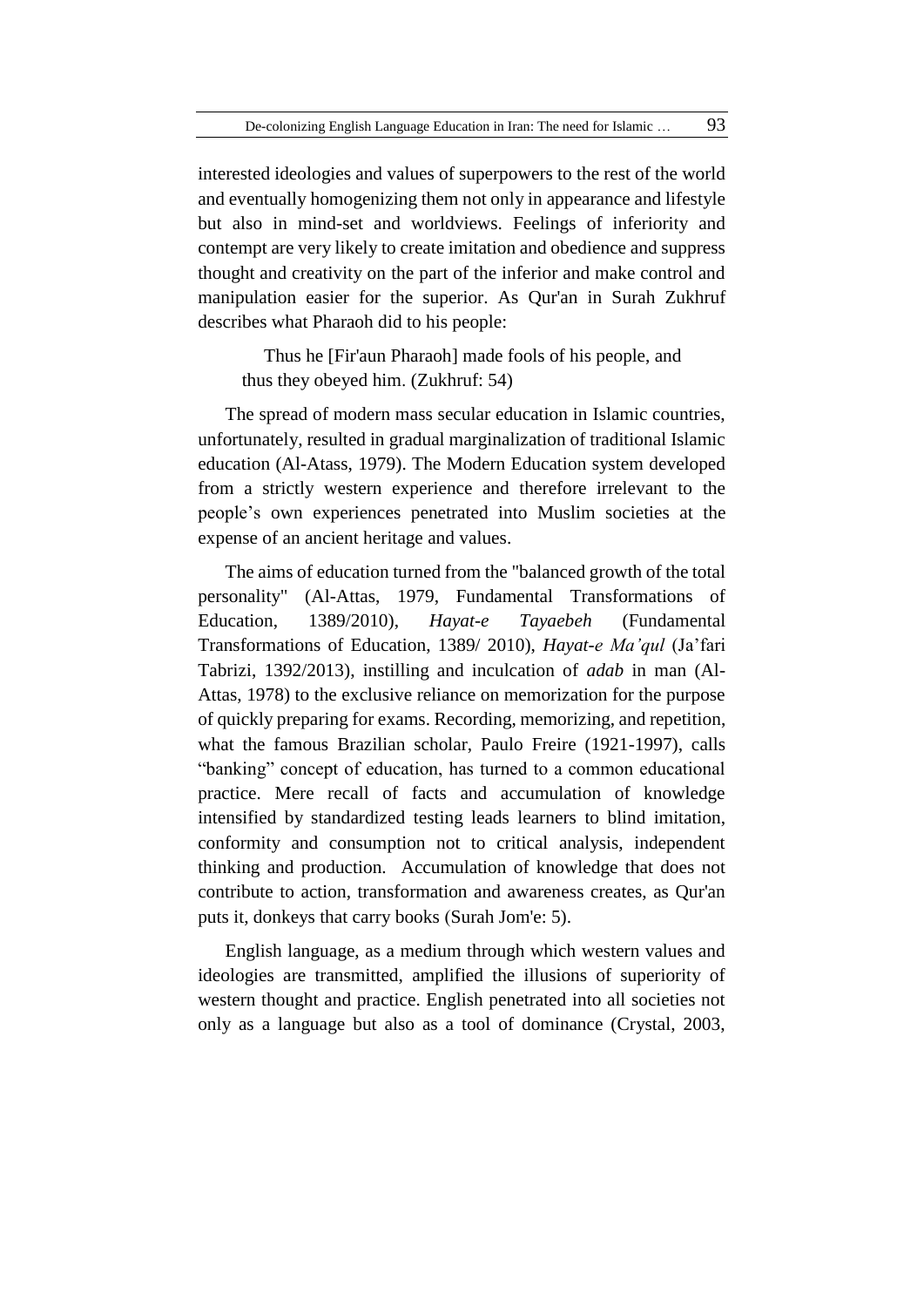interested ideologies and values of superpowers to the rest of the world and eventually homogenizing them not only in appearance and lifestyle but also in mind-set and worldviews. Feelings of inferiority and contempt are very likely to create imitation and obedience and suppress thought and creativity on the part of the inferior and make control and manipulation easier for the superior. As Qur'an in Surah Zukhruf describes what Pharaoh did to his people:

> Thus he [Fir'aun Pharaoh] made fools of his people, and thus they obeyed him. (Zukhruf: 54)

The spread of modern mass secular education in Islamic countries, unfortunately, resulted in gradual marginalization of traditional Islamic education (Al-Atass, 1979). The Modern Education system developed from a strictly western experience and therefore irrelevant to the people's own experiences penetrated into Muslim societies at the expense of an ancient heritage and values.

The aims of education turned from the "balanced growth of the total personality" (Al-Attas, 1979, Fundamental Transformations of Education, 1389/2010), *Hayat-e Tayaebeh* (Fundamental Transformations of Education, 1389/ 2010), *Hayat-e Ma'qul* (Ja'fari Tabrizi, 1392/2013), instilling and inculcation of *adab* in man (Al-Attas, 1978) to the exclusive reliance on memorization for the purpose of quickly preparing for exams. Recording, memorizing, and repetition, what the famous Brazilian scholar, Paulo Freire (1921-1997), calls "banking" concept of education, has turned to a common educational practice. Mere recall of facts and accumulation of knowledge intensified by standardized testing leads learners to blind imitation, conformity and consumption not to critical analysis, independent thinking and production. Accumulation of knowledge that does not contribute to action, transformation and awareness creates, as Qur'an puts it, donkeys that carry books (Surah Jom'e: 5).

English language, as a medium through which western values and ideologies are transmitted, amplified the illusions of superiority of western thought and practice. English penetrated into all societies not only as a language but also as a tool of dominance (Crystal, 2003,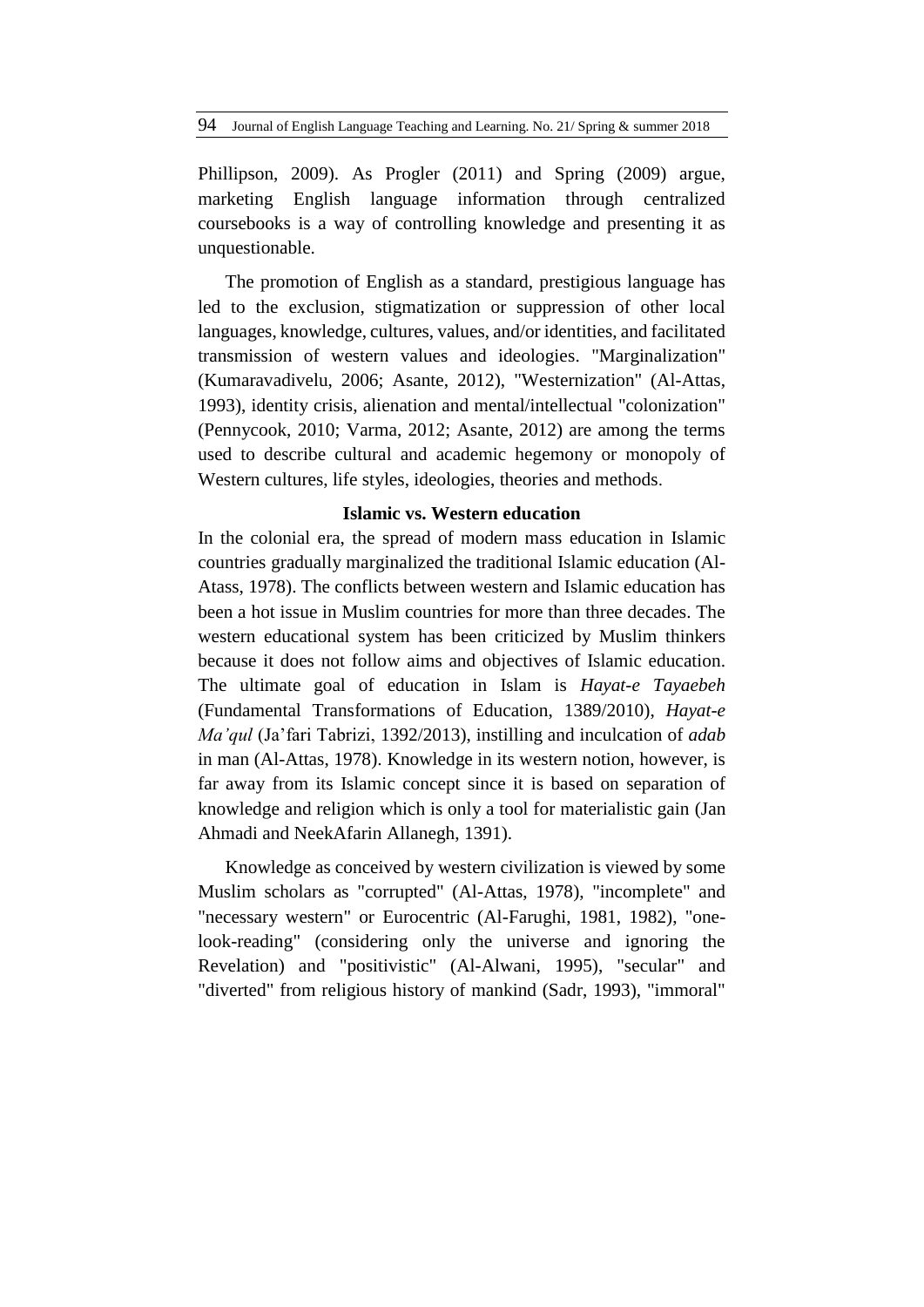Phillipson, 2009). As Progler (2011) and Spring (2009) argue, marketing English language information through centralized coursebooks is a way of controlling knowledge and presenting it as unquestionable.

The promotion of English as a standard, prestigious language has led to the exclusion, stigmatization or suppression of other local languages, knowledge, cultures, values, and/or identities, and facilitated transmission of western values and ideologies. "Marginalization" (Kumaravadivelu, 2006; Asante, 2012), "Westernization" (Al-Attas, 1993), identity crisis, alienation and mental/intellectual "colonization" (Pennycook, 2010; Varma, 2012; Asante, 2012) are among the terms used to describe cultural and academic hegemony or monopoly of Western cultures, life styles, ideologies, theories and methods.

### Islamic vs. Western education

In the colonial era, the spread of modern mass education in Islamic countries gradually marginalized the traditional Islamic education (Al-Atass, 1978). The conflicts between western and Islamic education has been a hot issue in Muslim countries for more than three decades. The western educational system has been criticized by Muslim thinkers because it does not follow aims and objectives of Islamic education. The ultimate goal of education in Islam is *Hayat-e Tayaebeh* (Fundamental Transformations of Education, 1389/2010), *Hayat-e Ma'qul* (Ja'fari Tabrizi, 1392/2013), instilling and inculcation of *adab* in man (Al-Attas, 1978). Knowledge in its western notion, however, is far away from its Islamic concept since it is based on separation of knowledge and religion which is only a tool for materialistic gain (Jan Ahmadi and NeekAfarin Allanegh, 1391).

Knowledge as conceived by western civilization is viewed by some Muslim scholars as "corrupted" (Al-Attas, 1978), "incomplete" and "necessary western" or Eurocentric (Al-Farughi, 1981, 1982), "one-look-reading" (considering only the universe and ignoring the Revelation) and "positivistic" (Al-Alwani, 1995), "secular" and "diverted" from religious history of mankind (Sadr, 1993), "immoral"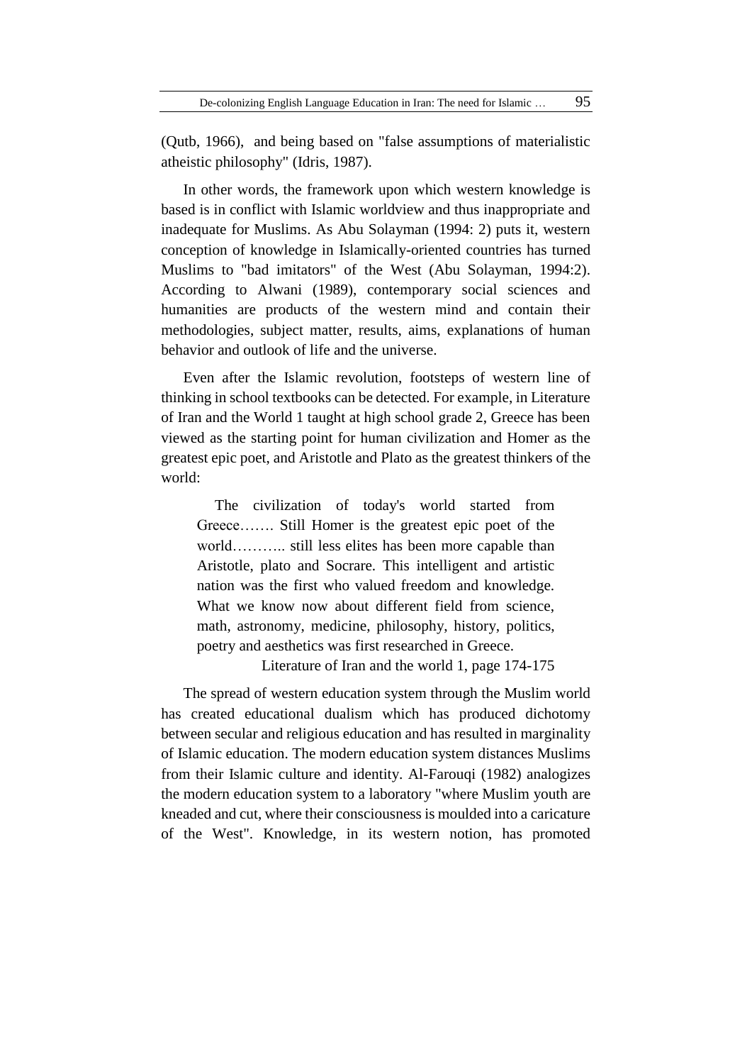(Qutb, 1966), and being based on "false assumptions of materialistic atheistic philosophy" (Idris, 1987).

In other words, the framework upon which western knowledge is based is in conflict with Islamic worldview and thus inappropriate and inadequate for Muslims. As Abu Solayman (1994: 2) puts it, western conception of knowledge in Islamically-oriented countries has turned Muslims to "bad imitators" of the West (Abu Solayman, 1994:2). According to Alwani (1989), contemporary social sciences and humanities are products of the western mind and contain their methodologies, subject matter, results, aims, explanations of human behavior and outlook of life and the universe.

Even after the Islamic revolution, footsteps of western line of thinking in school textbooks can be detected. For example, in Literature of Iran and the World 1 taught at high school grade 2, Greece has been viewed as the starting point for human civilization and Homer as the greatest epic poet, and Aristotle and Plato as the greatest thinkers of the world:

> The civilization of today's world started from Greece……. Still Homer is the greatest epic poet of the world……….. still less elites has been more capable than Aristotle, plato and Socrare. This intelligent and artistic nation was the first who valued freedom and knowledge. What we know now about different field from science, math, astronomy, medicine, philosophy, history, politics, poetry and aesthetics was first researched in Greece.
>
> Literature of Iran and the world 1, page 174-175

The spread of western education system through the Muslim world has created educational dualism which has produced dichotomy between secular and religious education and has resulted in marginality of Islamic education. The modern education system distances Muslims from their Islamic culture and identity. Al-Farouqi (1982) analogizes the modern education system to a laboratory "where Muslim youth are kneaded and cut, where their consciousness is moulded into a caricature of the West". Knowledge, in its western notion, has promoted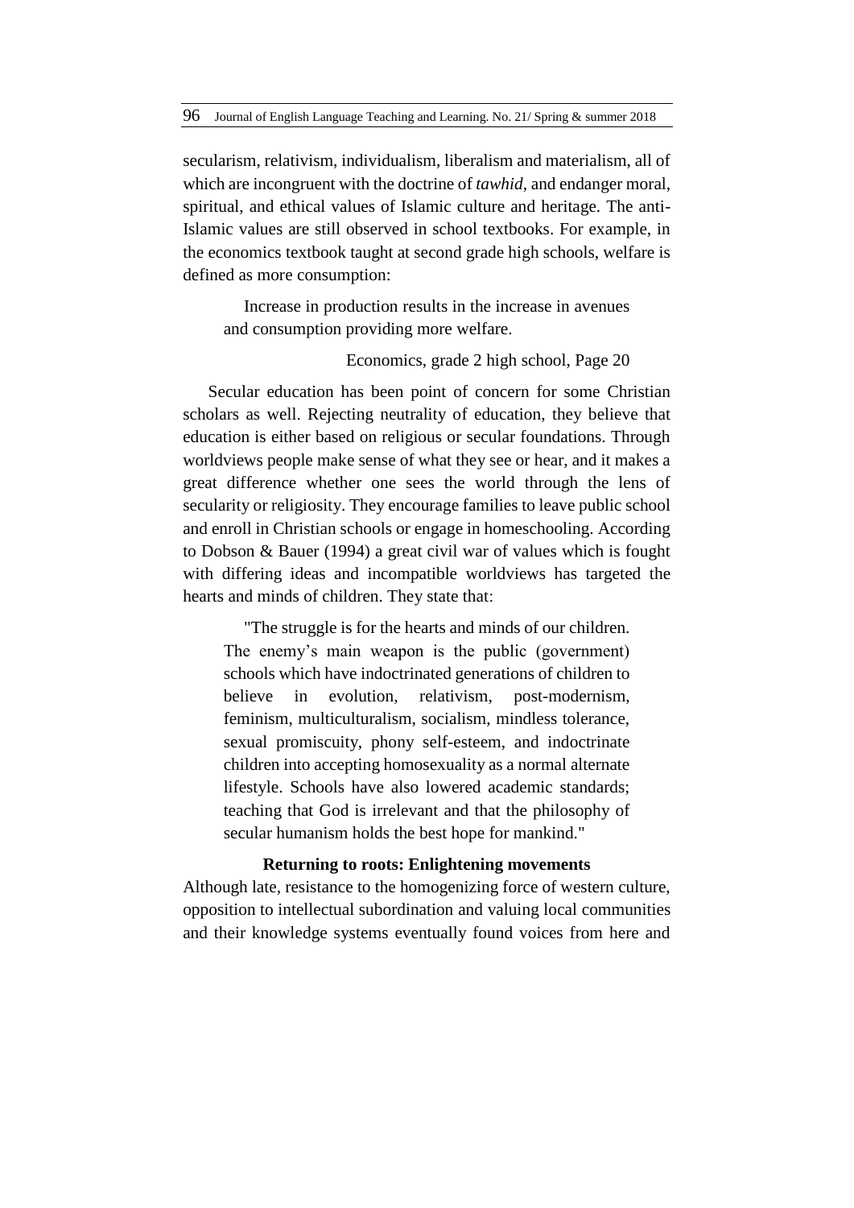secularism, relativism, individualism, liberalism and materialism, all of which are incongruent with the doctrine of *tawhid*, and endanger moral, spiritual, and ethical values of Islamic culture and heritage. The anti-Islamic values are still observed in school textbooks. For example, in the economics textbook taught at second grade high schools, welfare is defined as more consumption:

> Increase in production results in the increase in avenues and consumption providing more welfare.
>
> Economics, grade 2 high school, Page 20

Secular education has been point of concern for some Christian scholars as well. Rejecting neutrality of education, they believe that education is either based on religious or secular foundations. Through worldviews people make sense of what they see or hear, and it makes a great difference whether one sees the world through the lens of secularity or religiosity. They encourage families to leave public school and enroll in Christian schools or engage in homeschooling. According to Dobson & Bauer (1994) a great civil war of values which is fought with differing ideas and incompatible worldviews has targeted the hearts and minds of children. They state that:

> "The struggle is for the hearts and minds of our children. The enemy's main weapon is the public (government) schools which have indoctrinated generations of children to believe in evolution, relativism, post-modernism, feminism, multiculturalism, socialism, mindless tolerance, sexual promiscuity, phony self-esteem, and indoctrinate children into accepting homosexuality as a normal alternate lifestyle. Schools have also lowered academic standards; teaching that God is irrelevant and that the philosophy of secular humanism holds the best hope for mankind."

**Returning to roots: Enlightening movements**

Although late, resistance to the homogenizing force of western culture, opposition to intellectual subordination and valuing local communities and their knowledge systems eventually found voices from here and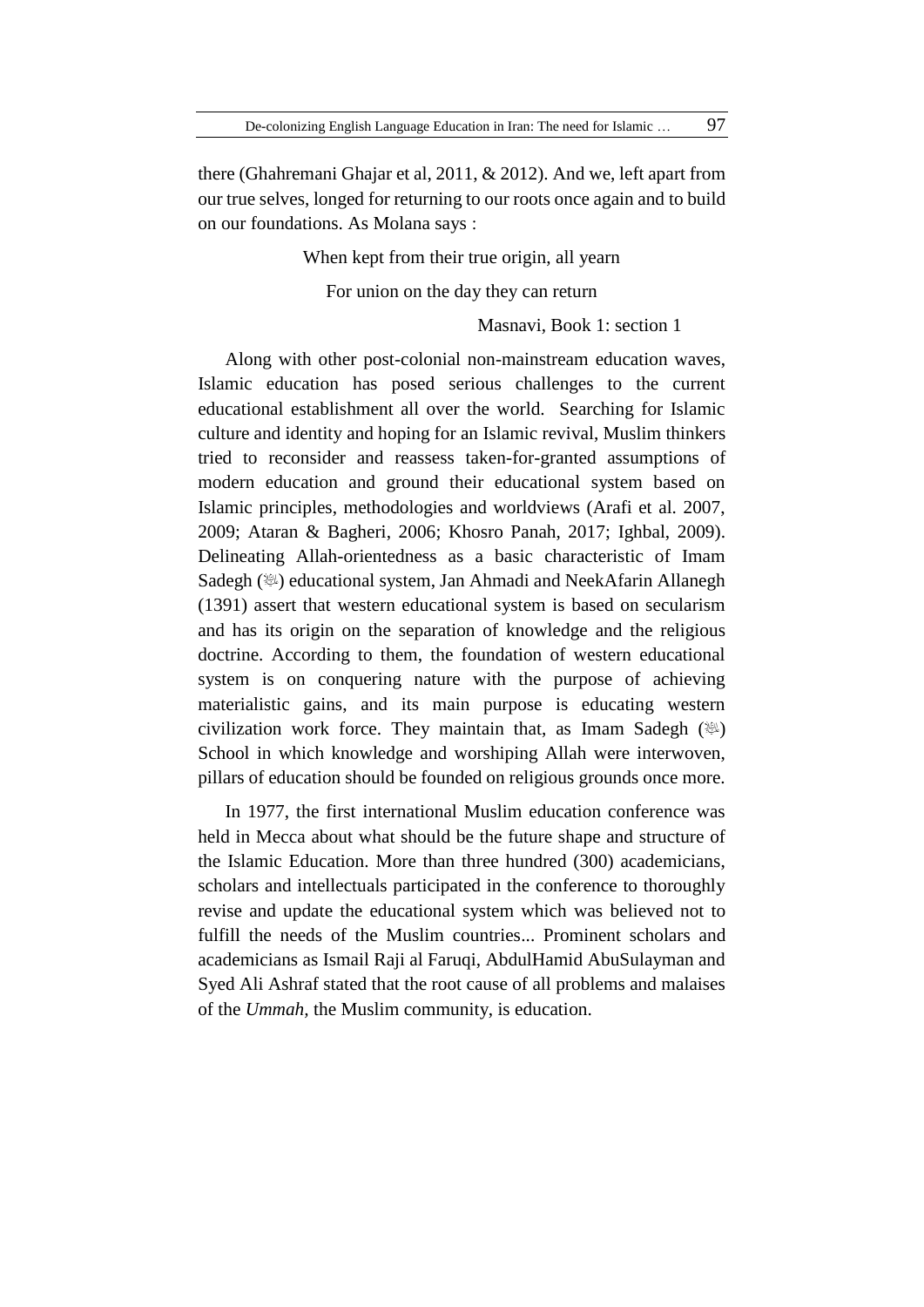there (Ghahremani Ghajar et al, 2011, & 2012). And we, left apart from our true selves, longed for returning to our roots once again and to build on our foundations. As Molana says :

When kept from their true origin, all yearn

For union on the day they can return

Masnavi, Book 1: section 1

Along with other post-colonial non-mainstream education waves, Islamic education has posed serious challenges to the current educational establishment all over the world. Searching for Islamic culture and identity and hoping for an Islamic revival, Muslim thinkers tried to reconsider and reassess taken-for-granted assumptions of modern education and ground their educational system based on Islamic principles, methodologies and worldviews (Arafi et al. 2007, 2009; Ataran & Bagheri, 2006; Khosro Panah, 2017; Ighbal, 2009). Delineating Allah-orientedness as a basic characteristic of Imam Sadegh (ع) educational system, Jan Ahmadi and NeekAfarin Allanegh (1391) assert that western educational system is based on secularism and has its origin on the separation of knowledge and the religious doctrine. According to them, the foundation of western educational system is on conquering nature with the purpose of achieving materialistic gains, and its main purpose is educating western civilization work force. They maintain that, as Imam Sadegh (ع) School in which knowledge and worshiping Allah were interwoven, pillars of education should be founded on religious grounds once more.

In 1977, the first international Muslim education conference was held in Mecca about what should be the future shape and structure of the Islamic Education. More than three hundred (300) academicians, scholars and intellectuals participated in the conference to thoroughly revise and update the educational system which was believed not to fulfill the needs of the Muslim countries... Prominent scholars and academicians as Ismail Raji al Faruqi, AbdulHamid AbuSulayman and Syed Ali Ashraf stated that the root cause of all problems and malaises of the *Ummah,* the Muslim community, is education.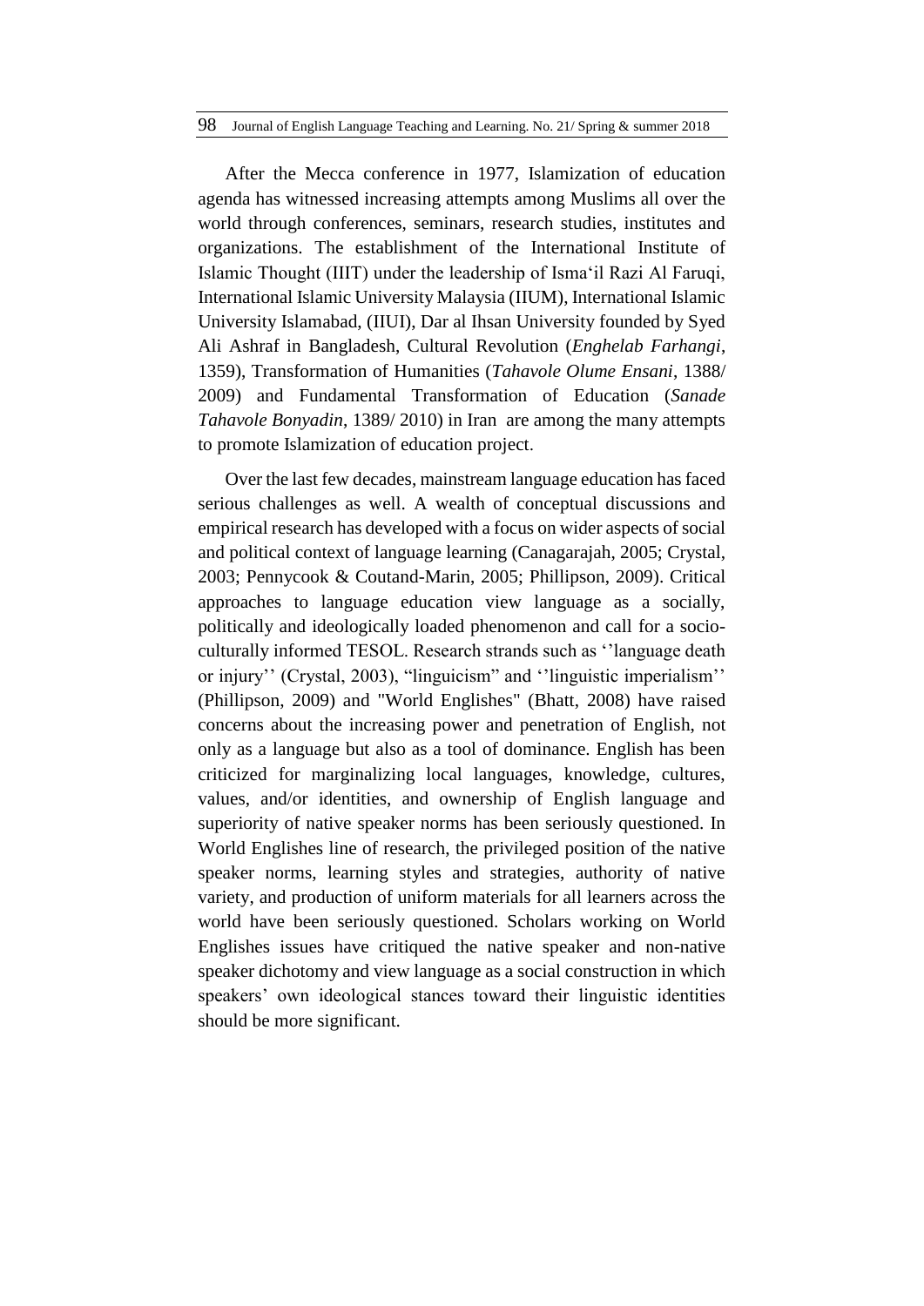After the Mecca conference in 1977, Islamization of education agenda has witnessed increasing attempts among Muslims all over the world through conferences, seminars, research studies, institutes and organizations. The establishment of the International Institute of Islamic Thought (IIIT) under the leadership of Isma'il Razi Al Faruqi, International Islamic University Malaysia (IIUM), International Islamic University Islamabad, (IIUI), Dar al Ihsan University founded by Syed Ali Ashraf in Bangladesh, Cultural Revolution (*Enghelab Farhangi*, 1359), Transformation of Humanities (*Tahavole Olume Ensani*, 1388/ 2009) and Fundamental Transformation of Education (*Sanade Tahavole Bonyadin*, 1389/ 2010) in Iran are among the many attempts to promote Islamization of education project.

Over the last few decades, mainstream language education has faced serious challenges as well. A wealth of conceptual discussions and empirical research has developed with a focus on wider aspects of social and political context of language learning (Canagarajah, 2005; Crystal, 2003; Pennycook & Coutand-Marin, 2005; Phillipson, 2009). Critical approaches to language education view language as a socially, politically and ideologically loaded phenomenon and call for a socio-culturally informed TESOL. Research strands such as ''language death or injury'' (Crystal, 2003), "linguicism" and ''linguistic imperialism'' (Phillipson, 2009) and "World Englishes" (Bhatt, 2008) have raised concerns about the increasing power and penetration of English, not only as a language but also as a tool of dominance. English has been criticized for marginalizing local languages, knowledge, cultures, values, and/or identities, and ownership of English language and superiority of native speaker norms has been seriously questioned. In World Englishes line of research, the privileged position of the native speaker norms, learning styles and strategies, authority of native variety, and production of uniform materials for all learners across the world have been seriously questioned. Scholars working on World Englishes issues have critiqued the native speaker and non-native speaker dichotomy and view language as a social construction in which speakers' own ideological stances toward their linguistic identities should be more significant.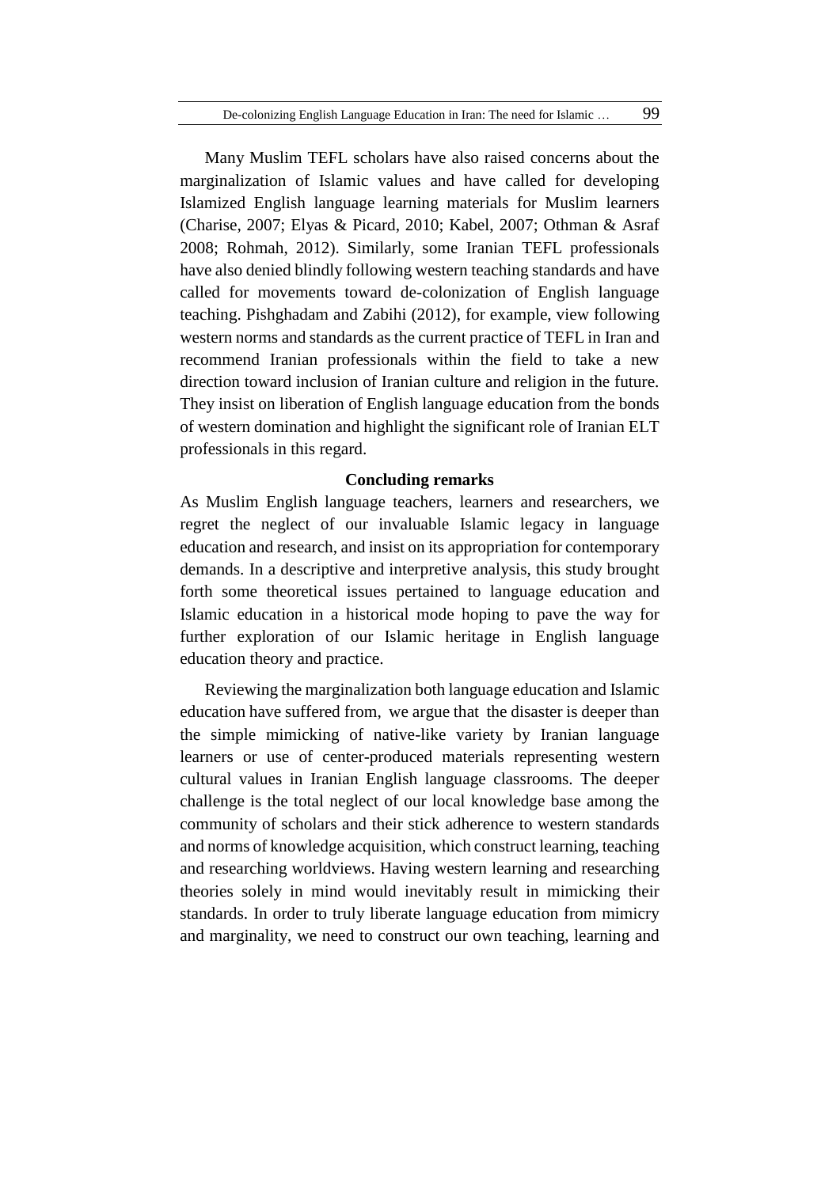Many Muslim TEFL scholars have also raised concerns about the marginalization of Islamic values and have called for developing Islamized English language learning materials for Muslim learners (Charise, 2007; Elyas & Picard, 2010; Kabel, 2007; Othman & Asraf 2008; Rohmah, 2012). Similarly, some Iranian TEFL professionals have also denied blindly following western teaching standards and have called for movements toward de-colonization of English language teaching. Pishghadam and Zabihi (2012), for example, view following western norms and standards as the current practice of TEFL in Iran and recommend Iranian professionals within the field to take a new direction toward inclusion of Iranian culture and religion in the future. They insist on liberation of English language education from the bonds of western domination and highlight the significant role of Iranian ELT professionals in this regard.

## Concluding remarks

As Muslim English language teachers, learners and researchers, we regret the neglect of our invaluable Islamic legacy in language education and research, and insist on its appropriation for contemporary demands. In a descriptive and interpretive analysis, this study brought forth some theoretical issues pertained to language education and Islamic education in a historical mode hoping to pave the way for further exploration of our Islamic heritage in English language education theory and practice.

Reviewing the marginalization both language education and Islamic education have suffered from, we argue that the disaster is deeper than the simple mimicking of native-like variety by Iranian language learners or use of center-produced materials representing western cultural values in Iranian English language classrooms. The deeper challenge is the total neglect of our local knowledge base among the community of scholars and their stick adherence to western standards and norms of knowledge acquisition, which construct learning, teaching and researching worldviews. Having western learning and researching theories solely in mind would inevitably result in mimicking their standards. In order to truly liberate language education from mimicry and marginality, we need to construct our own teaching, learning and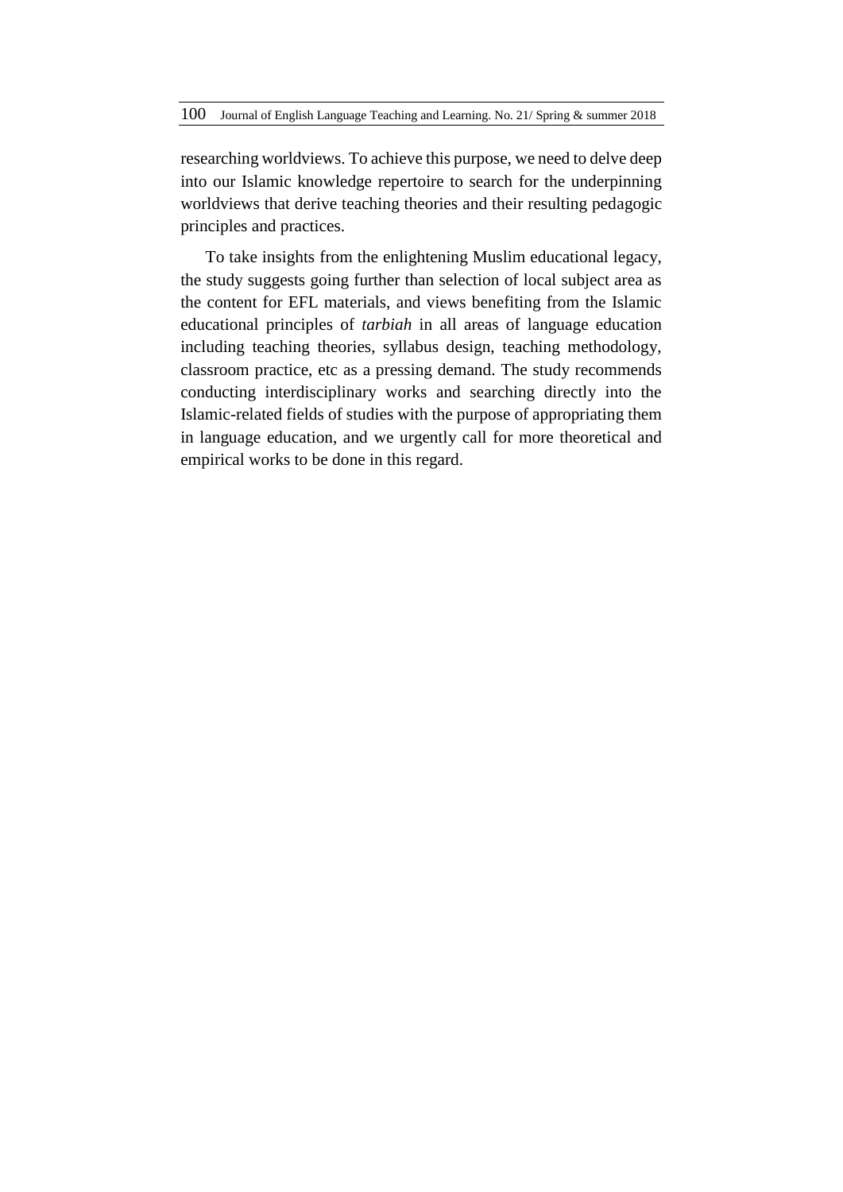researching worldviews. To achieve this purpose, we need to delve deep into our Islamic knowledge repertoire to search for the underpinning worldviews that derive teaching theories and their resulting pedagogic principles and practices.

To take insights from the enlightening Muslim educational legacy, the study suggests going further than selection of local subject area as the content for EFL materials, and views benefiting from the Islamic educational principles of *tarbiah* in all areas of language education including teaching theories, syllabus design, teaching methodology, classroom practice, etc as a pressing demand. The study recommends conducting interdisciplinary works and searching directly into the Islamic-related fields of studies with the purpose of appropriating them in language education, and we urgently call for more theoretical and empirical works to be done in this regard.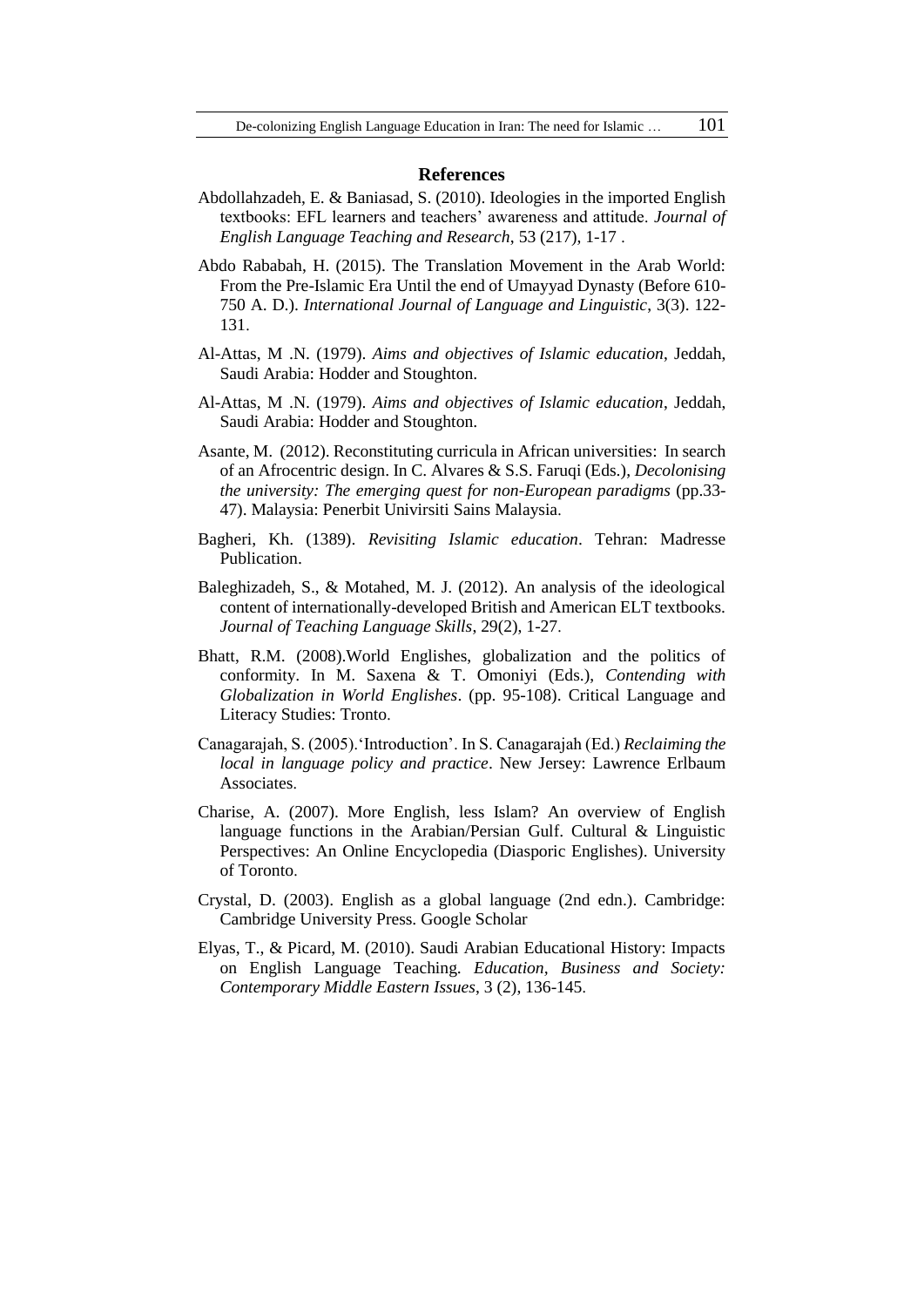## References

Abdollahzadeh, E. & Baniasad, S. (2010). Ideologies in the imported English textbooks: EFL learners and teachers' awareness and attitude. *Journal of English Language Teaching and Research*, 53 (217), 1-17 .

Abdo Rababah, H. (2015). The Translation Movement in the Arab World: From the Pre-Islamic Era Until the end of Umayyad Dynasty (Before 610-750 A. D.). *International Journal of Language and Linguistic*, 3(3). 122-131.

Al-Attas, M .N. (1979). *Aims and objectives of Islamic education*, Jeddah, Saudi Arabia: Hodder and Stoughton.

Al-Attas, M .N. (1979). *Aims and objectives of Islamic education*, Jeddah, Saudi Arabia: Hodder and Stoughton.

Asante, M. (2012). Reconstituting curricula in African universities: In search of an Afrocentric design. In C. Alvares & S.S. Faruqi (Eds.), *Decolonising the university: The emerging quest for non-European paradigms* (pp.33-47). Malaysia: Penerbit Univirsiti Sains Malaysia.

Bagheri, Kh. (1389). *Revisiting Islamic education*. Tehran: Madresse Publication.

Baleghizadeh, S., & Motahed, M. J. (2012). An analysis of the ideological content of internationally-developed British and American ELT textbooks. *Journal of Teaching Language Skills*, 29(2), 1-27.

Bhatt, R.M. (2008).World Englishes, globalization and the politics of conformity. In M. Saxena & T. Omoniyi (Eds.), *Contending with Globalization in World Englishes*. (pp. 95-108). Critical Language and Literacy Studies: Tronto.

Canagarajah, S. (2005).'Introduction'. In S. Canagarajah (Ed.) *Reclaiming the local in language policy and practice*. New Jersey: Lawrence Erlbaum Associates.

Charise, A. (2007). More English, less Islam? An overview of English language functions in the Arabian/Persian Gulf. Cultural & Linguistic Perspectives: An Online Encyclopedia (Diasporic Englishes). University of Toronto.

Crystal, D. (2003). English as a global language (2nd edn.). Cambridge: Cambridge University Press. Google Scholar

Elyas, T., & Picard, M. (2010). Saudi Arabian Educational History: Impacts on English Language Teaching. *Education, Business and Society: Contemporary Middle Eastern Issues*, 3 (2), 136-145.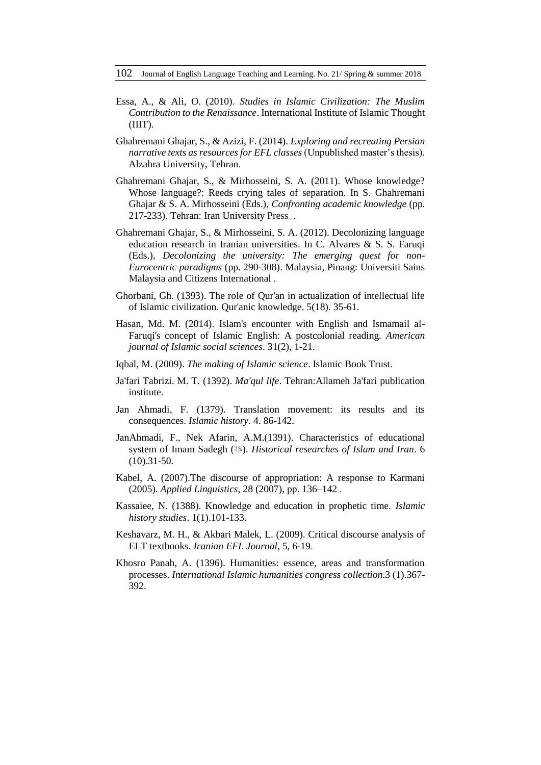Essa, A., & Ali, O. (2010). *Studies in Islamic Civilization: The Muslim Contribution to the Renaissance*. International Institute of Islamic Thought (IIIT).

Ghahremani Ghajar, S., & Azizi, F. (2014). *Exploring and recreating Persian narrative texts as resources for EFL classes* (Unpublished master's thesis). Alzahra University, Tehran.

Ghahremani Ghajar, S., & Mirhosseini, S. A. (2011). Whose knowledge? Whose language?: Reeds crying tales of separation. In S. Ghahremani Ghajar & S. A. Mirhosseini (Eds.), *Confronting academic knowledge* (pp. 217-233). Tehran: Iran University Press .

Ghahremani Ghajar, S., & Mirhosseini, S. A. (2012). Decolonizing language education research in Iranian universities. In C. Alvares & S. S. Faruqi (Eds.), *Decolonizing the university: The emerging quest for non-Eurocentric paradigms* (pp. 290-308). Malaysia, Pinang: Universiti Sains Malaysia and Citizens International .

Ghorbani, Gh. (1393). The role of Qur'an in actualization of intellectual life of Islamic civilization. Qur'anic knowledge. 5(18). 35-61.

Hasan, Md. M. (2014). Islam's encounter with English and Ismamail al-Faruqi's concept of Islamic English: A postcolonial reading. *American journal of Islamic social sciences*. 31(2), 1-21.

Iqbal, M. (2009). *The making of Islamic science*. Islamic Book Trust.

Ja'fari Tabrizi. M. T. (1392). *Ma'qul life*. Tehran:Allameh Ja'fari publication institute.

Jan Ahmadi, F. (1379). Translation movement: its results and its consequences. *Islamic history*. 4. 86-142.

JanAhmadi, F., Nek Afarin, A.M.(1391). Characteristics of educational system of Imam Sadegh (ﷺ). *Historical researches of Islam and Iran*. 6 (10).31-50.

Kabel, A. (2007).The discourse of appropriation: A response to Karmani (2005). *Applied Linguistics*, 28 (2007), pp. 136–142 .

Kassaiee, N. (1388). Knowledge and education in prophetic time. *Islamic history studies*. 1(1).101-133.

Keshavarz, M. H., & Akbari Malek, L. (2009). Critical discourse analysis of ELT textbooks. *Iranian EFL Journal*, 5, 6-19.

Khosro Panah, A. (1396). Humanities: essence, areas and transformation processes. *International Islamic humanities congress collection*.3 (1).367-392.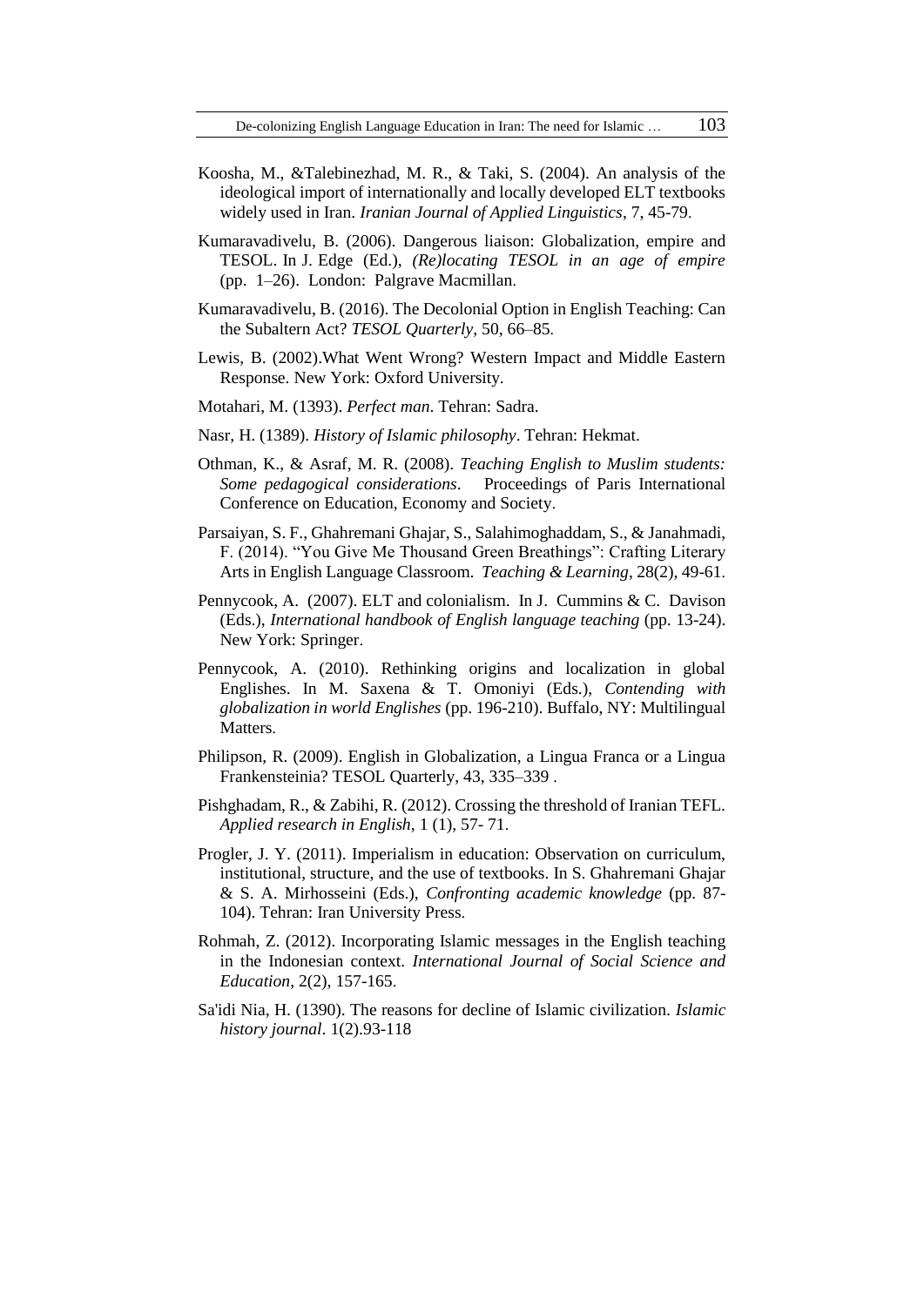Koosha, M., &Talebinezhad, M. R., & Taki, S. (2004). An analysis of the ideological import of internationally and locally developed ELT textbooks widely used in Iran. *Iranian Journal of Applied Linguistics*, 7, 45-79.

Kumaravadivelu, B. (2006). Dangerous liaison: Globalization, empire and TESOL. In J. Edge (Ed.), *(Re)locating TESOL in an age of empire* (pp. 1–26). London: Palgrave Macmillan.

Kumaravadivelu, B. (2016). The Decolonial Option in English Teaching: Can the Subaltern Act? *TESOL Quarterly*, 50, 66–85.

Lewis, B. (2002).What Went Wrong? Western Impact and Middle Eastern Response. New York: Oxford University.

Motahari, M. (1393). *Perfect man*. Tehran: Sadra.

Nasr, H. (1389). *History of Islamic philosophy*. Tehran: Hekmat.

Othman, K., & Asraf, M. R. (2008). *Teaching English to Muslim students: Some pedagogical considerations*. Proceedings of Paris International Conference on Education, Economy and Society.

Parsaiyan, S. F., Ghahremani Ghajar, S., Salahimoghaddam, S., & Janahmadi, F. (2014). "You Give Me Thousand Green Breathings": Crafting Literary Arts in English Language Classroom. *Teaching & Learning*, 28(2), 49-61.

Pennycook, A. (2007). ELT and colonialism. In J. Cummins & C. Davison (Eds.), *International handbook of English language teaching* (pp. 13-24). New York: Springer.

Pennycook, A. (2010). Rethinking origins and localization in global Englishes. In M. Saxena & T. Omoniyi (Eds.), *Contending with globalization in world Englishes* (pp. 196-210). Buffalo, NY: Multilingual Matters.

Philipson, R. (2009). English in Globalization, a Lingua Franca or a Lingua Frankensteinia? TESOL Quarterly, 43, 335–339 .

Pishghadam, R., & Zabihi, R. (2012). Crossing the threshold of Iranian TEFL. *Applied research in English*, 1 (1), 57- 71.

Progler, J. Y. (2011). Imperialism in education: Observation on curriculum, institutional, structure, and the use of textbooks. In S. Ghahremani Ghajar & S. A. Mirhosseini (Eds.), *Confronting academic knowledge* (pp. 87-104). Tehran: Iran University Press.

Rohmah, Z. (2012). Incorporating Islamic messages in the English teaching in the Indonesian context. *International Journal of Social Science and Education*, 2(2), 157-165.

Sa'idi Nia, H. (1390). The reasons for decline of Islamic civilization. *Islamic history journal*. 1(2).93-118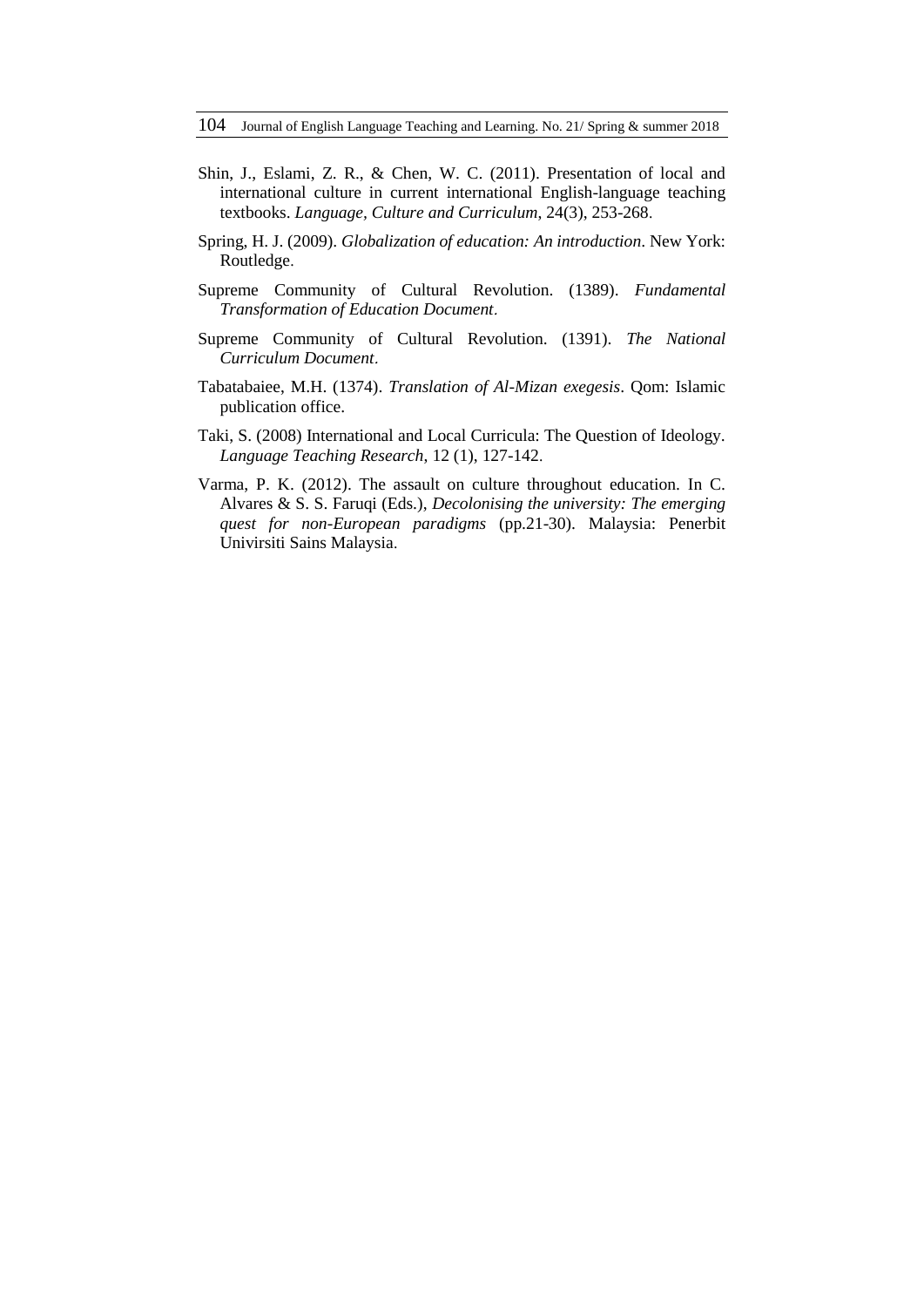Shin, J., Eslami, Z. R., & Chen, W. C. (2011). Presentation of local and international culture in current international English-language teaching textbooks. *Language, Culture and Curriculum*, 24(3), 253-268.

Spring, H. J. (2009). *Globalization of education: An introduction*. New York: Routledge.

Supreme Community of Cultural Revolution. (1389). *Fundamental Transformation of Education Document*.

Supreme Community of Cultural Revolution. (1391). *The National Curriculum Document*.

Tabatabaiee, M.H. (1374). *Translation of Al-Mizan exegesis*. Qom: Islamic publication office.

Taki, S. (2008) International and Local Curricula: The Question of Ideology. *Language Teaching Research*, 12 (1), 127-142.

Varma, P. K. (2012). The assault on culture throughout education. In C. Alvares & S. S. Faruqi (Eds.), *Decolonising the university: The emerging quest for non-European paradigms* (pp.21-30). Malaysia: Penerbit Univirsiti Sains Malaysia.